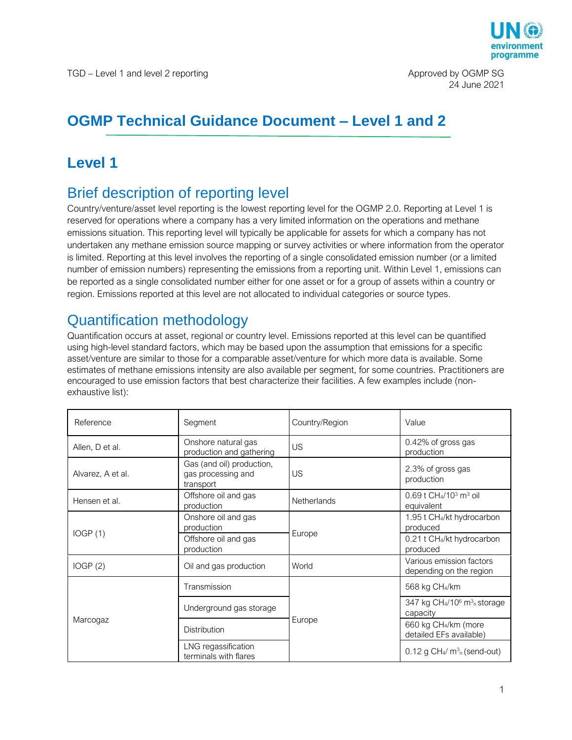TGD – Level 1 and level 2 reporting

Approved by OGMP SG
24 June 2021

# OGMP Technical Guidance Document – Level 1 and 2

## Level 1

### Brief description of reporting level

Country/venture/asset level reporting is the lowest reporting level for the OGMP 2.0. Reporting at Level 1 is reserved for operations where a company has a very limited information on the operations and methane emissions situation. This reporting level will typically be applicable for assets for which a company has not undertaken any methane emission source mapping or survey activities or where information from the operator is limited. Reporting at this level involves the reporting of a single consolidated emission number (or a limited number of emission numbers) representing the emissions from a reporting unit. Within Level 1, emissions can be reported as a single consolidated number either for one asset or for a group of assets within a country or region. Emissions reported at this level are not allocated to individual categories or source types.

### Quantification methodology

Quantification occurs at asset, regional or country level. Emissions reported at this level can be quantified using high-level standard factors, which may be based upon the assumption that emissions for a specific asset/venture are similar to those for a comparable asset/venture for which more data is available. Some estimates of methane emissions intensity are also available per segment, for some countries. Practitioners are encouraged to use emission factors that best characterize their facilities. A few examples include (non-exhaustive list):

| Reference | Segment | Country/Region | Value |
|---|---|---|---|
| Allen, D et al. | Onshore natural gas production and gathering | US | 0.42% of gross gas production |
| Alvarez, A et al. | Gas (and oil) production, gas processing and transport | US | 2.3% of gross gas production |
| Hensen et al. | Offshore oil and gas production | Netherlands | 0.69 t $CH_4$/$10^3$ $m^3$ oil equivalent |
| IOGP (1) | Onshore oil and gas production | Europe | 1.95 t $CH_4$/kt hydrocarbon produced |
| | Offshore oil and gas production | | 0.21 t $CH_4$/kt hydrocarbon produced |
| IOGP (2) | Oil and gas production | World | Various emission factors depending on the region |
| Marcogaz | Transmission | Europe | 568 kg $CH_4$/km |
| | Underground gas storage | | 347 kg $CH_4$/$10^6$ $m^3_n$ storage capacity |
| | Distribution | | 660 kg $CH_4$/km (more detailed EFs available) |
| | LNG regassification terminals with flares | | 0.12 g $CH_4$/ $m^3_n$ (send-out) |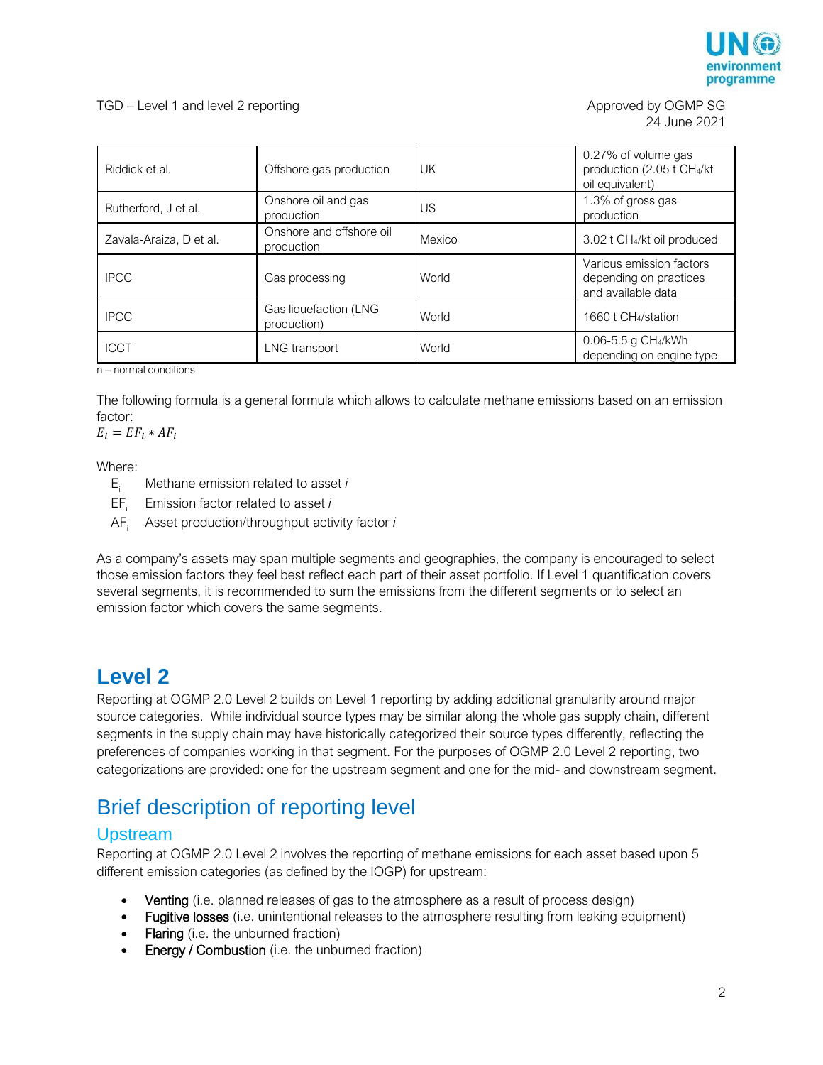| Riddick et al. | Offshore gas production | UK | 0.27% of volume gas production (2.05 t $CH_4$/kt oil equivalent) |
|---|---|---|---|
| Rutherford, J et al. | Onshore oil and gas production | US | 1.3% of gross gas production |
| Zavala-Araiza, D et al. | Onshore and offshore oil production | Mexico | 3.02 t $CH_4$/kt oil produced |
| IPCC | Gas processing | World | Various emission factors depending on practices and available data |
| IPCC | Gas liquefaction (LNG production) | World | 1660 t $CH_4$/station |
| ICCT | LNG transport | World | 0.06-5.5 g $CH_4$/kWh depending on engine type |

n – normal conditions

The following formula is a general formula which allows to calculate methane emissions based on an emission factor:

$$E_i = EF_i * AF_i$$

Where:

- $E_i$ Methane emission related to asset *i*
- $EF_i$ Emission factor related to asset *i*
- $AF_i$ Asset production/throughput activity factor *i*

As a company's assets may span multiple segments and geographies, the company is encouraged to select those emission factors they feel best reflect each part of their asset portfolio. If Level 1 quantification covers several segments, it is recommended to sum the emissions from the different segments or to select an emission factor which covers the same segments.

# Level 2

Reporting at OGMP 2.0 Level 2 builds on Level 1 reporting by adding additional granularity around major source categories. While individual source types may be similar along the whole gas supply chain, different segments in the supply chain may have historically categorized their source types differently, reflecting the preferences of companies working in that segment. For the purposes of OGMP 2.0 Level 2 reporting, two categorizations are provided: one for the upstream segment and one for the mid- and downstream segment.

## Brief description of reporting level

### Upstream

Reporting at OGMP 2.0 Level 2 involves the reporting of methane emissions for each asset based upon 5 different emission categories (as defined by the IOGP) for upstream:

- Venting (i.e. planned releases of gas to the atmosphere as a result of process design)
- Fugitive losses (i.e. unintentional releases to the atmosphere resulting from leaking equipment)
- Flaring (i.e. the unburned fraction)
- Energy / Combustion (i.e. the unburned fraction)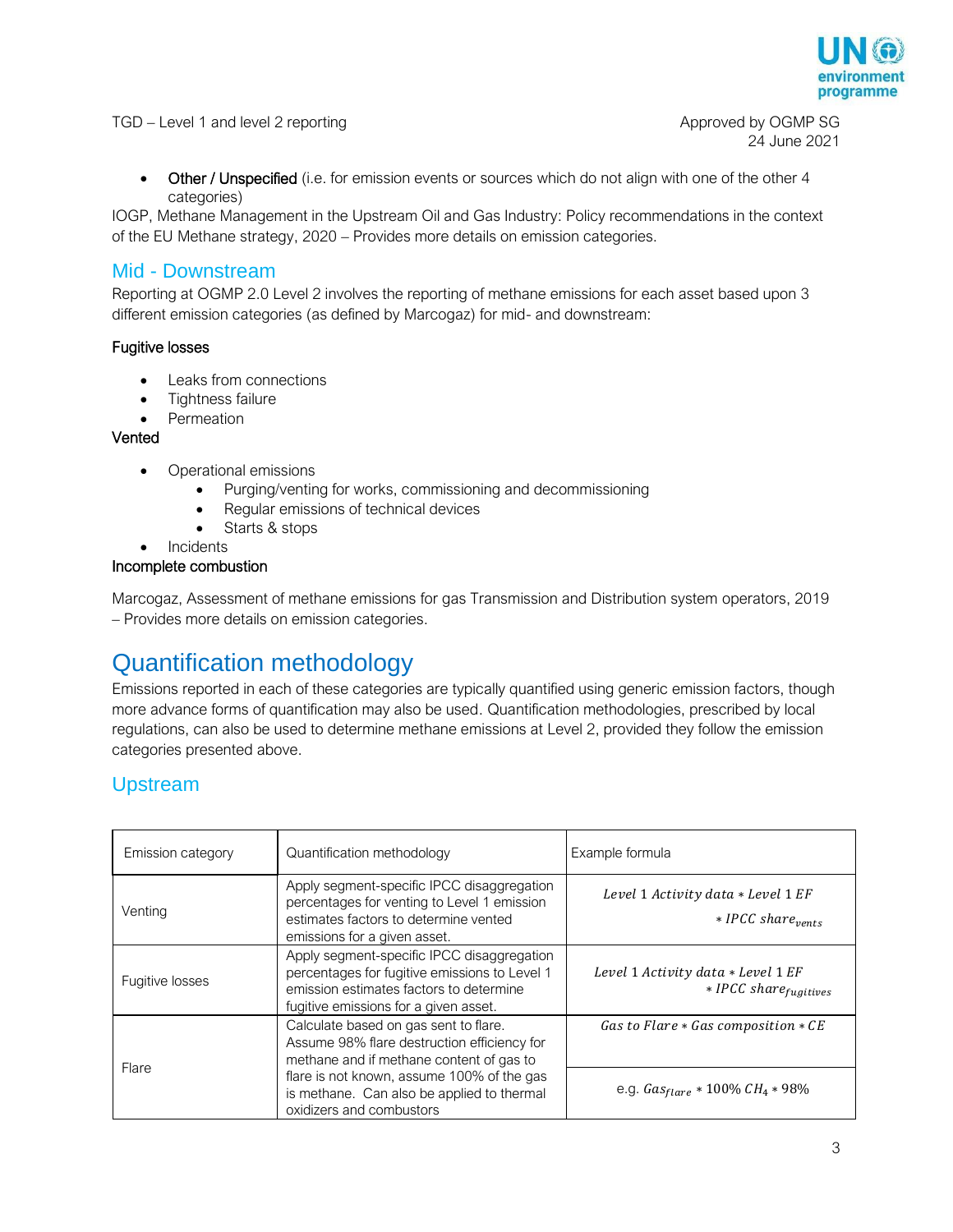- **Other / Unspecified** (i.e. for emission events or sources which do not align with one of the other 4 categories)

IOGP, Methane Management in the Upstream Oil and Gas Industry: Policy recommendations in the context of the EU Methane strategy, 2020 – Provides more details on emission categories.

## Mid - Downstream

Reporting at OGMP 2.0 Level 2 involves the reporting of methane emissions for each asset based upon 3 different emission categories (as defined by Marcogaz) for mid- and downstream:

**Fugitive losses**

- Leaks from connections
- Tightness failure
- Permeation

**Vented**

- Operational emissions
  - Purging/venting for works, commissioning and decommissioning
  - Regular emissions of technical devices
  - Starts & stops
- Incidents

**Incomplete combustion**

Marcogaz, Assessment of methane emissions for gas Transmission and Distribution system operators, 2019 – Provides more details on emission categories.

# Quantification methodology

Emissions reported in each of these categories are typically quantified using generic emission factors, though more advance forms of quantification may also be used. Quantification methodologies, prescribed by local regulations, can also be used to determine methane emissions at Level 2, provided they follow the emission categories presented above.

## Upstream

| Emission category | Quantification methodology | Example formula |
|---|---|---|
| Venting | Apply segment-specific IPCC disaggregation percentages for venting to Level 1 emission estimates factors to determine vented emissions for a given asset. | $Level\ 1\ Activity\ data * Level\ 1\ EF * IPCC\ share_{vents}$ |
| Fugitive losses | Apply segment-specific IPCC disaggregation percentages for fugitive emissions to Level 1 emission estimates factors to determine fugitive emissions for a given asset. | $Level\ 1\ Activity\ data * Level\ 1\ EF * IPCC\ share_{fugitives}$ |
| Flare | Calculate based on gas sent to flare. Assume 98% flare destruction efficiency for methane and if methane content of gas to flare is not known, assume 100% of the gas is methane. Can also be applied to thermal oxidizers and combustors | $Gas\ to\ Flare * Gas\ composition * CE$<br>e.g. $Gas_{flare} * 100\%\ CH_4 * 98\%$ |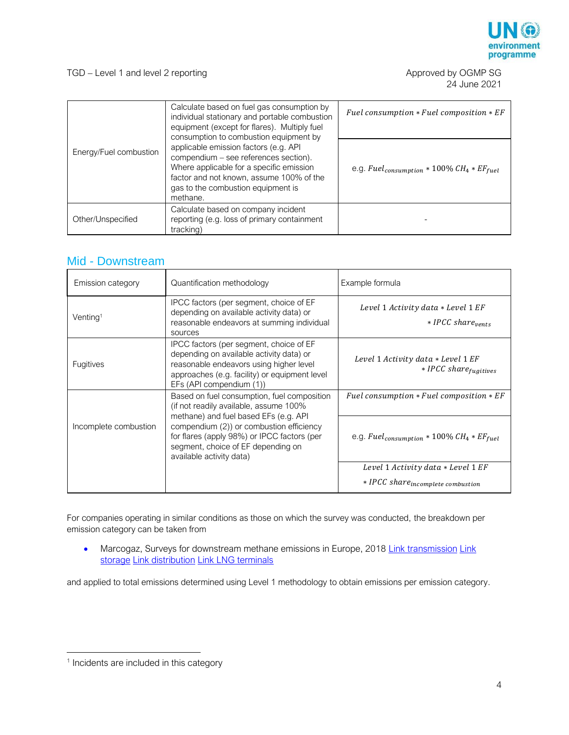| | | |
|---|---|---|
| Energy/Fuel combustion | Calculate based on fuel gas consumption by individual stationary and portable combustion equipment (except for flares). Multiply fuel consumption to combustion equipment by applicable emission factors (e.g. API compendium – see references section). Where applicable for a specific emission factor and not known, assume 100% of the gas to the combustion equipment is methane. | $Fuel\ consumption * Fuel\ composition * EF$<br><br>e.g. $Fuel_{consumption} * 100\%\ CH_4 * EF_{fuel}$ |
| Other/Unspecified | Calculate based on company incident reporting (e.g. loss of primary containment tracking) | - |

## Mid - Downstream

| Emission category | Quantification methodology | Example formula |
|---|---|---|
| Venting[1] | IPCC factors (per segment, choice of EF depending on available activity data) or reasonable endeavors at summing individual sources | $Level\ 1\ Activity\ data * Level\ 1\ EF * IPCC\ share_{vents}$ |
| Fugitives | IPCC factors (per segment, choice of EF depending on available activity data) or reasonable endeavors using higher level approaches (e.g. facility) or equipment level EFs (API compendium (1)) | $Level\ 1\ Activity\ data * Level\ 1\ EF * IPCC\ share_{fugitives}$ |
| Incomplete combustion | Based on fuel consumption, fuel composition (if not readily available, assume 100% methane) and fuel based EFs (e.g. API compendium (2)) or combustion efficiency for flares (apply 98%) or IPCC factors (per segment, choice of EF depending on available activity data) | $Fuel\ consumption * Fuel\ composition * EF$<br><br>e.g. $Fuel_{consumption} * 100\%\ CH_4 * EF_{fuel}$<br><br>$Level\ 1\ Activity\ data * Level\ 1\ EF * IPCC\ share_{incomplete\ combustion}$ |

For companies operating in similar conditions as those on which the survey was conducted, the breakdown per emission category can be taken from

- Marcogaz, Surveys for downstream methane emissions in Europe, 2018 Link transmission Link storage Link distribution Link LNG terminals

and applied to total emissions determined using Level 1 methodology to obtain emissions per emission category.

[1] Incidents are included in this category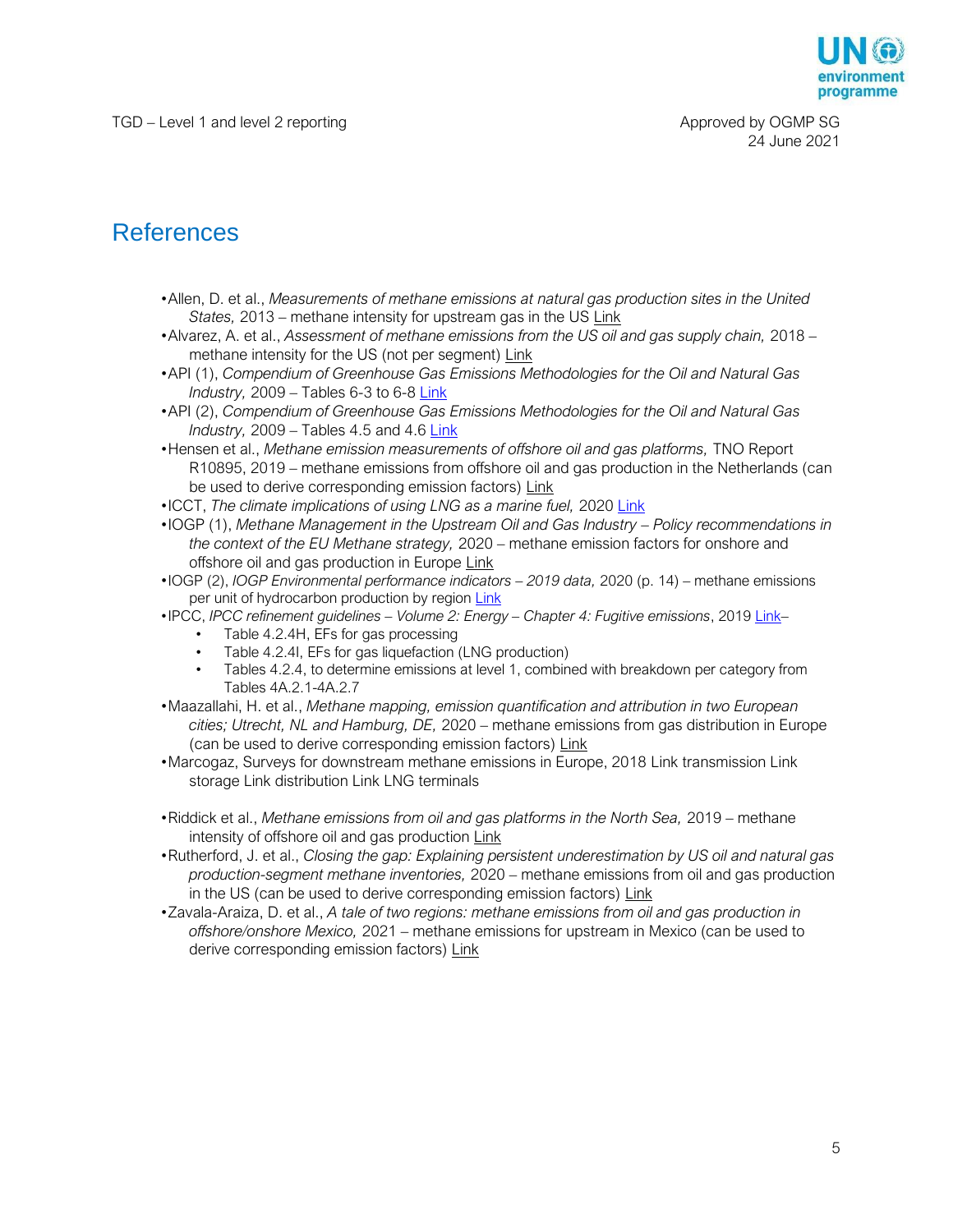# References

- Allen, D. et al., *Measurements of methane emissions at natural gas production sites in the United States,* 2013 – methane intensity for upstream gas in the US Link
- Alvarez, A. et al., *Assessment of methane emissions from the US oil and gas supply chain,* 2018 – methane intensity for the US (not per segment) Link
- API (1), *Compendium of Greenhouse Gas Emissions Methodologies for the Oil and Natural Gas Industry,* 2009 – Tables 6-3 to 6-8 Link
- API (2), *Compendium of Greenhouse Gas Emissions Methodologies for the Oil and Natural Gas Industry,* 2009 – Tables 4.5 and 4.6 Link
- Hensen et al., *Methane emission measurements of offshore oil and gas platforms,* TNO Report R10895, 2019 – methane emissions from offshore oil and gas production in the Netherlands (can be used to derive corresponding emission factors) Link
- ICCT, *The climate implications of using LNG as a marine fuel,* 2020 Link
- IOGP (1), *Methane Management in the Upstream Oil and Gas Industry – Policy recommendations in the context of the EU Methane strategy,* 2020 – methane emission factors for onshore and offshore oil and gas production in Europe Link
- IOGP (2), *IOGP Environmental performance indicators – 2019 data,* 2020 (p. 14) – methane emissions per unit of hydrocarbon production by region Link
- IPCC, *IPCC refinement guidelines – Volume 2: Energy – Chapter 4: Fugitive emissions*, 2019 Link–
  - Table 4.2.4H, EFs for gas processing
  - Table 4.2.4I, EFs for gas liquefaction (LNG production)
  - Tables 4.2.4, to determine emissions at level 1, combined with breakdown per category from Tables 4A.2.1-4A.2.7
- Maazallahi, H. et al., *Methane mapping, emission quantification and attribution in two European cities; Utrecht, NL and Hamburg, DE,* 2020 – methane emissions from gas distribution in Europe (can be used to derive corresponding emission factors) Link
- Marcogaz, Surveys for downstream methane emissions in Europe, 2018 Link transmission Link storage Link distribution Link LNG terminals
- Riddick et al., *Methane emissions from oil and gas platforms in the North Sea,* 2019 – methane intensity of offshore oil and gas production Link
- Rutherford, J. et al., *Closing the gap: Explaining persistent underestimation by US oil and natural gas production-segment methane inventories,* 2020 – methane emissions from oil and gas production in the US (can be used to derive corresponding emission factors) Link
- Zavala-Araiza, D. et al., *A tale of two regions: methane emissions from oil and gas production in offshore/onshore Mexico,* 2021 – methane emissions for upstream in Mexico (can be used to derive corresponding emission factors) Link